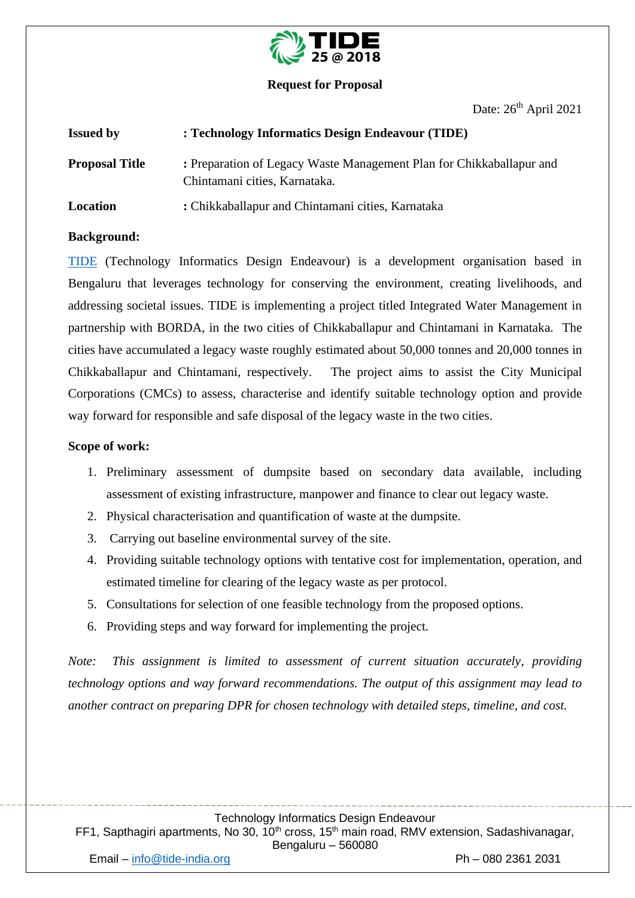**Request for Proposal**

Date: 26th April 2021

**Issued by** : **Technology Informatics Design Endeavour (TIDE)**

**Proposal Title** : Preparation of Legacy Waste Management Plan for Chikkaballapur and Chintamani cities, Karnataka.

**Location** : Chikkaballapur and Chintamani cities, Karnataka

**Background:**

TIDE (Technology Informatics Design Endeavour) is a development organisation based in Bengaluru that leverages technology for conserving the environment, creating livelihoods, and addressing societal issues. TIDE is implementing a project titled Integrated Water Management in partnership with BORDA, in the two cities of Chikkaballapur and Chintamani in Karnataka. The cities have accumulated a legacy waste roughly estimated about 50,000 tonnes and 20,000 tonnes in Chikkaballapur and Chintamani, respectively. The project aims to assist the City Municipal Corporations (CMCs) to assess, characterise and identify suitable technology option and provide way forward for responsible and safe disposal of the legacy waste in the two cities.

**Scope of work:**

1. Preliminary assessment of dumpsite based on secondary data available, including assessment of existing infrastructure, manpower and finance to clear out legacy waste.
2. Physical characterisation and quantification of waste at the dumpsite.
3. Carrying out baseline environmental survey of the site.
4. Providing suitable technology options with tentative cost for implementation, operation, and estimated timeline for clearing of the legacy waste as per protocol.
5. Consultations for selection of one feasible technology from the proposed options.
6. Providing steps and way forward for implementing the project.

*Note: This assignment is limited to assessment of current situation accurately, providing technology options and way forward recommendations. The output of this assignment may lead to another contract on preparing DPR for chosen technology with detailed steps, timeline, and cost.*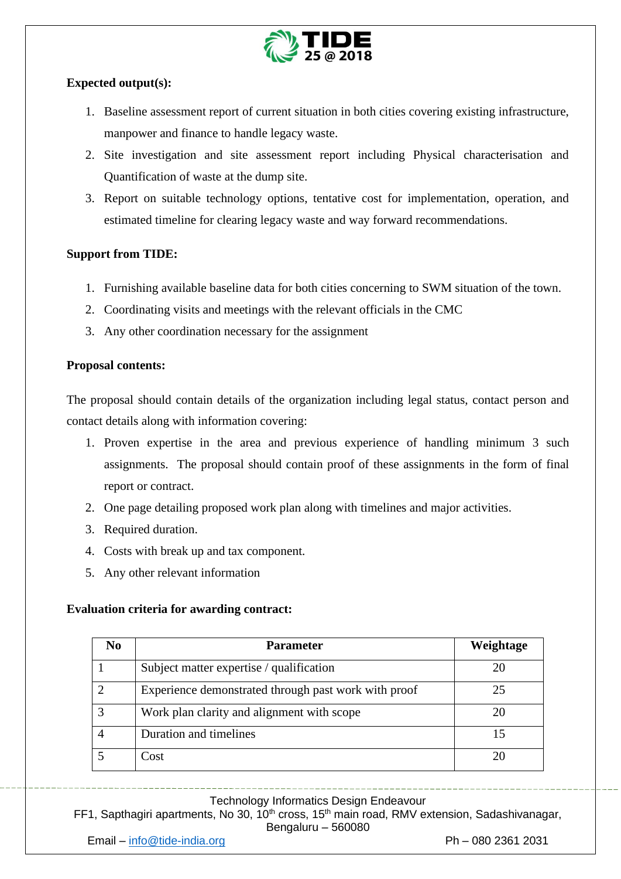**Expected output(s):**

1. Baseline assessment report of current situation in both cities covering existing infrastructure, manpower and finance to handle legacy waste.
2. Site investigation and site assessment report including Physical characterisation and Quantification of waste at the dump site.
3. Report on suitable technology options, tentative cost for implementation, operation, and estimated timeline for clearing legacy waste and way forward recommendations.

**Support from TIDE:**

1. Furnishing available baseline data for both cities concerning to SWM situation of the town.
2. Coordinating visits and meetings with the relevant officials in the CMC
3. Any other coordination necessary for the assignment

**Proposal contents:**

The proposal should contain details of the organization including legal status, contact person and contact details along with information covering:

1. Proven expertise in the area and previous experience of handling minimum 3 such assignments. The proposal should contain proof of these assignments in the form of final report or contract.
2. One page detailing proposed work plan along with timelines and major activities.
3. Required duration.
4. Costs with break up and tax component.
5. Any other relevant information

**Evaluation criteria for awarding contract:**

| No | Parameter | Weightage |
|---|---|---|
| 1 | Subject matter expertise / qualification | 20 |
| 2 | Experience demonstrated through past work with proof | 25 |
| 3 | Work plan clarity and alignment with scope | 20 |
| 4 | Duration and timelines | 15 |
| 5 | Cost | 20 |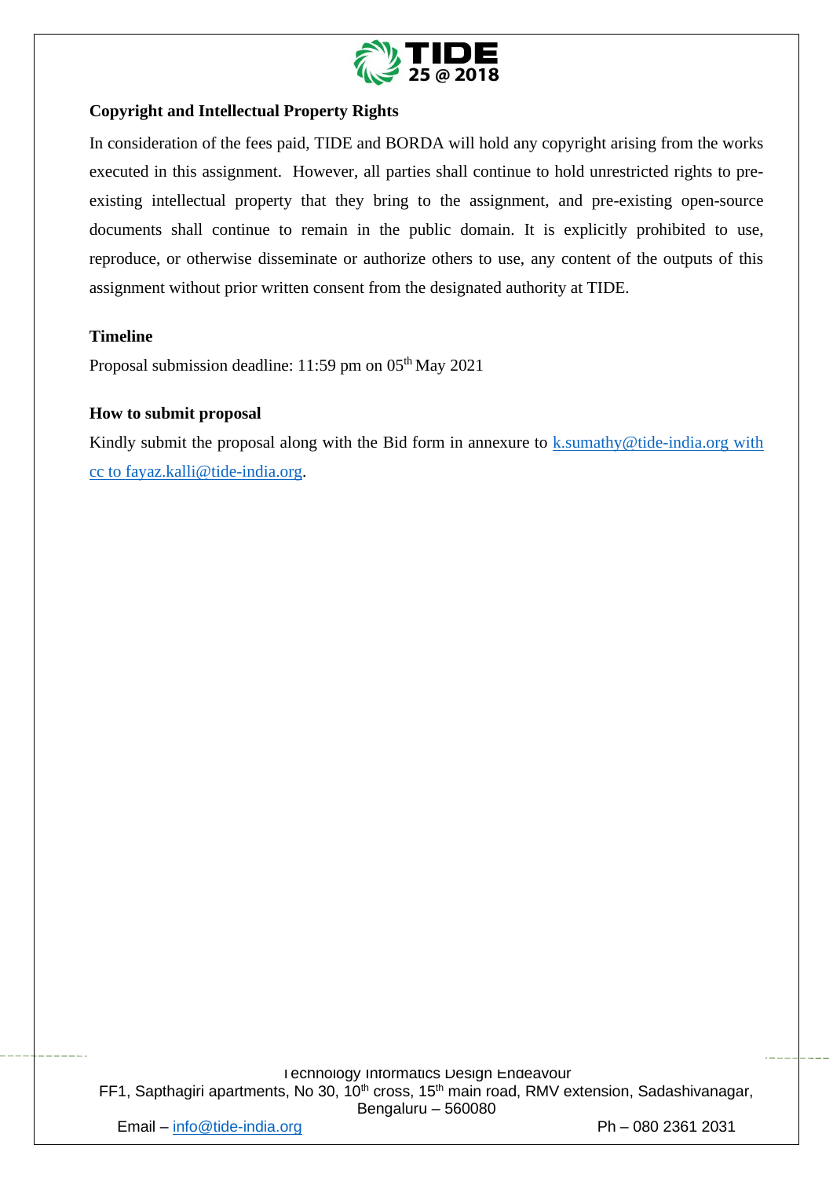**Copyright and Intellectual Property Rights**

In consideration of the fees paid, TIDE and BORDA will hold any copyright arising from the works executed in this assignment. However, all parties shall continue to hold unrestricted rights to pre-existing intellectual property that they bring to the assignment, and pre-existing open-source documents shall continue to remain in the public domain. It is explicitly prohibited to use, reproduce, or otherwise disseminate or authorize others to use, any content of the outputs of this assignment without prior written consent from the designated authority at TIDE.

**Timeline**

Proposal submission deadline: 11:59 pm on 05th May 2021

**How to submit proposal**

Kindly submit the proposal along with the Bid form in annexure to k.sumathy@tide-india.org with cc to fayaz.kalli@tide-india.org.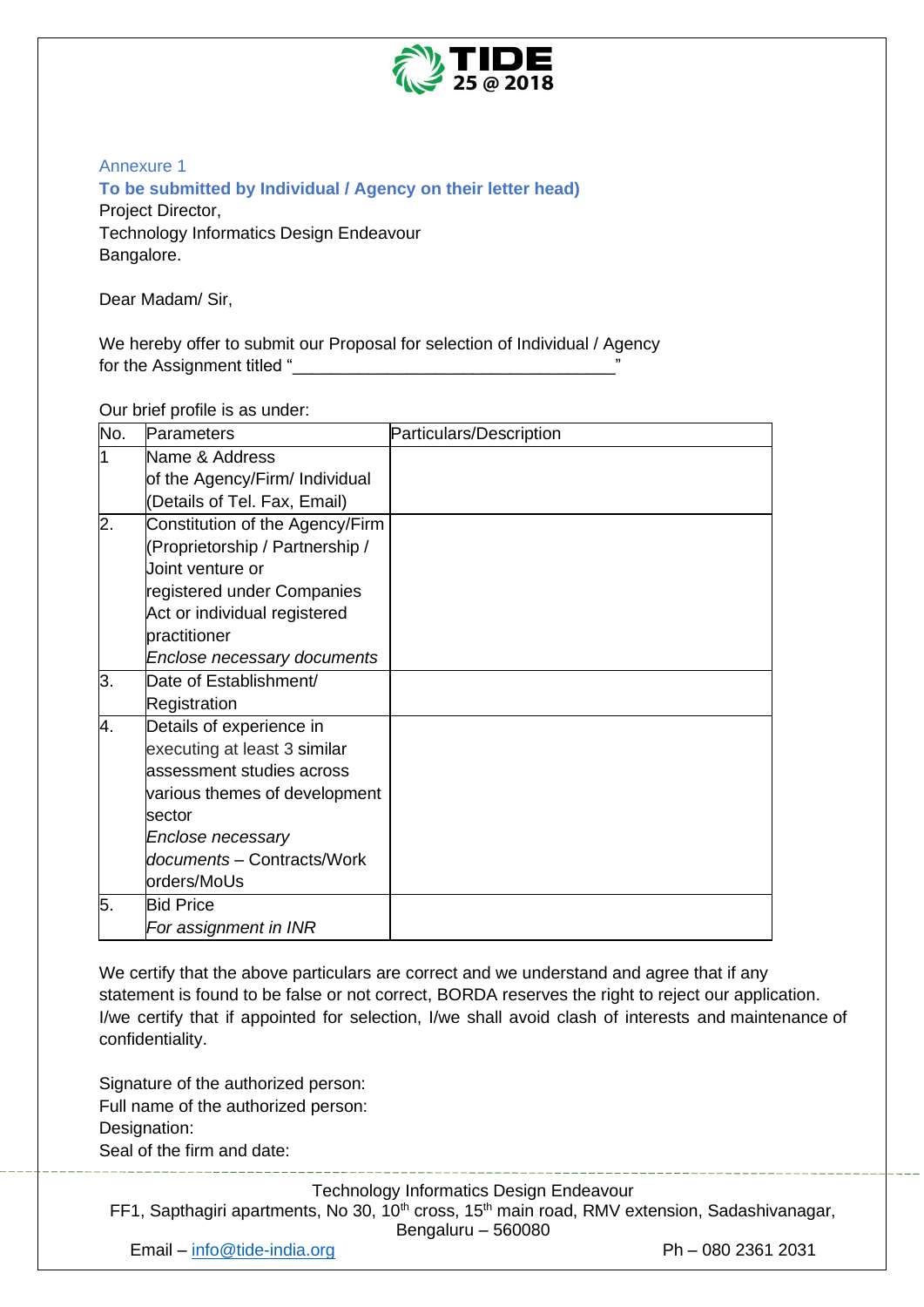Annexure 1

**To be submitted by Individual / Agency on their letter head)**

Project Director,
Technology Informatics Design Endeavour
Bangalore.

Dear Madam/ Sir,

We hereby offer to submit our Proposal for selection of Individual / Agency for the Assignment titled "_________________________________"

Our brief profile is as under:

| No. | Parameters | Particulars/Description |
|---|---|---|
| 1 | Name & Address of the Agency/Firm/ Individual (Details of Tel. Fax, Email) | |
| 2. | Constitution of the Agency/Firm (Proprietorship / Partnership / Joint venture or registered under Companies Act or individual registered practitioner *Enclose necessary documents* | |
| 3. | Date of Establishment/ Registration | |
| 4. | Details of experience in executing at least 3 similar assessment studies across various themes of development sector *Enclose necessary documents* – Contracts/Work orders/MoUs | |
| 5. | Bid Price *For assignment in INR* | |

We certify that the above particulars are correct and we understand and agree that if any statement is found to be false or not correct, BORDA reserves the right to reject our application. I/we certify that if appointed for selection, I/we shall avoid clash of interests and maintenance of confidentiality.

Signature of the authorized person:
Full name of the authorized person:
Designation:
Seal of the firm and date: